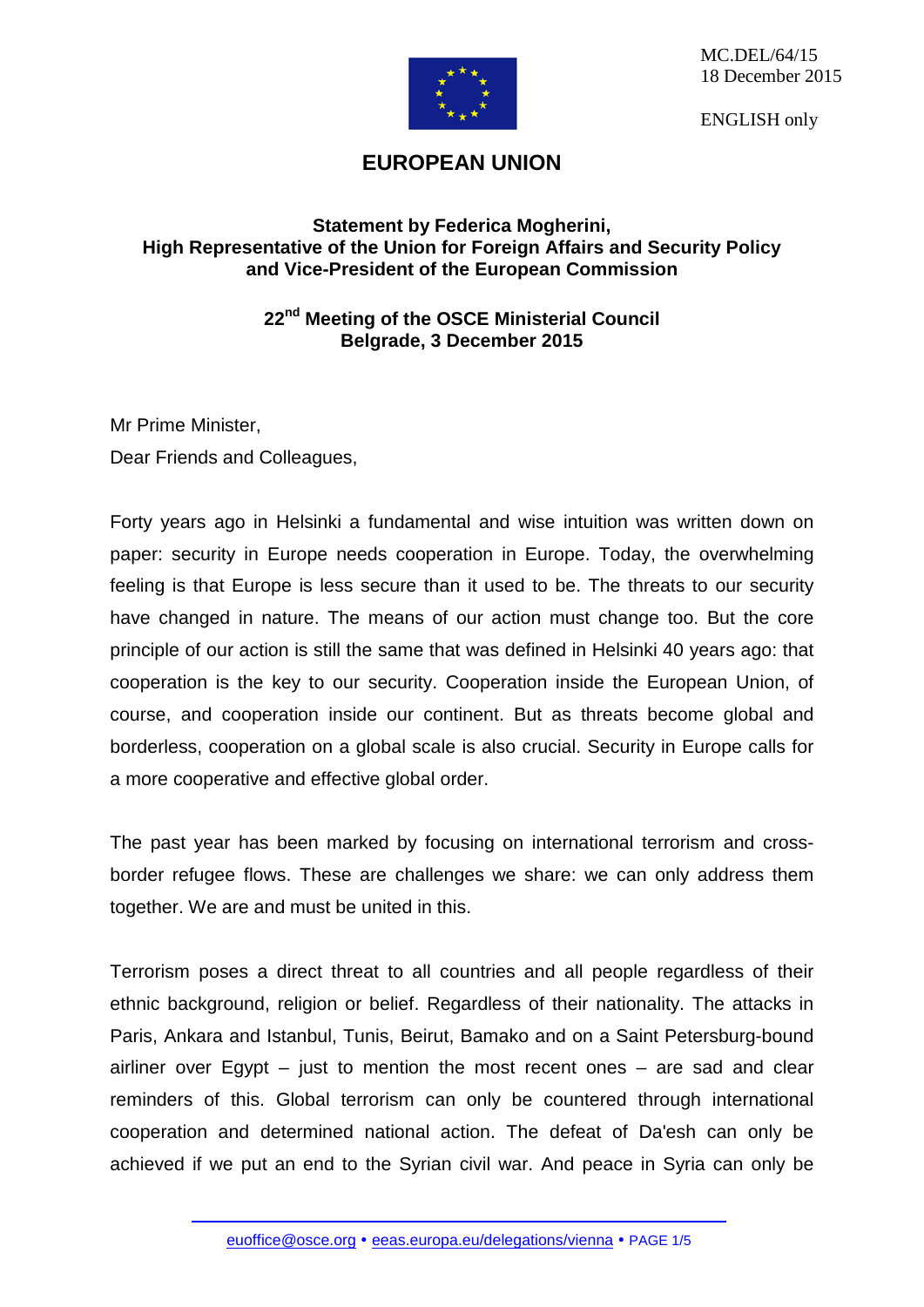MC.DEL/64/15
18 December 2015

ENGLISH only

# EUROPEAN UNION

**Statement by Federica Mogherini, High Representative of the Union for Foreign Affairs and Security Policy and Vice-President of the European Commission**

**22nd Meeting of the OSCE Ministerial Council Belgrade, 3 December 2015**

Mr Prime Minister,
Dear Friends and Colleagues,

Forty years ago in Helsinki a fundamental and wise intuition was written down on paper: security in Europe needs cooperation in Europe. Today, the overwhelming feeling is that Europe is less secure than it used to be. The threats to our security have changed in nature. The means of our action must change too. But the core principle of our action is still the same that was defined in Helsinki 40 years ago: that cooperation is the key to our security. Cooperation inside the European Union, of course, and cooperation inside our continent. But as threats become global and borderless, cooperation on a global scale is also crucial. Security in Europe calls for a more cooperative and effective global order.

The past year has been marked by focusing on international terrorism and cross-border refugee flows. These are challenges we share: we can only address them together. We are and must be united in this.

Terrorism poses a direct threat to all countries and all people regardless of their ethnic background, religion or belief. Regardless of their nationality. The attacks in Paris, Ankara and Istanbul, Tunis, Beirut, Bamako and on a Saint Petersburg-bound airliner over Egypt – just to mention the most recent ones – are sad and clear reminders of this. Global terrorism can only be countered through international cooperation and determined national action. The defeat of Da'esh can only be achieved if we put an end to the Syrian civil war. And peace in Syria can only be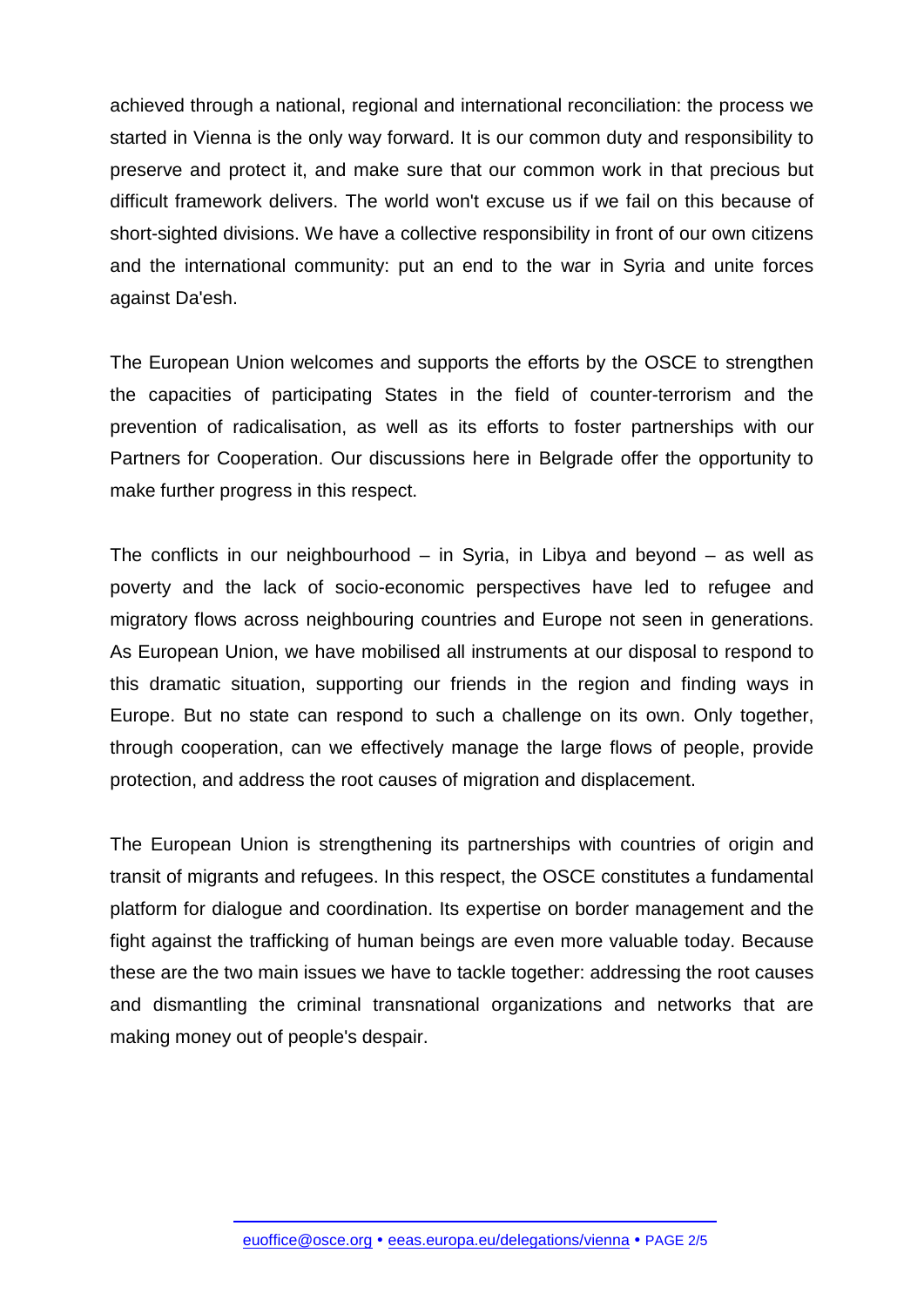achieved through a national, regional and international reconciliation: the process we started in Vienna is the only way forward. It is our common duty and responsibility to preserve and protect it, and make sure that our common work in that precious but difficult framework delivers. The world won't excuse us if we fail on this because of short-sighted divisions. We have a collective responsibility in front of our own citizens and the international community: put an end to the war in Syria and unite forces against Da'esh.

The European Union welcomes and supports the efforts by the OSCE to strengthen the capacities of participating States in the field of counter-terrorism and the prevention of radicalisation, as well as its efforts to foster partnerships with our Partners for Cooperation. Our discussions here in Belgrade offer the opportunity to make further progress in this respect.

The conflicts in our neighbourhood – in Syria, in Libya and beyond – as well as poverty and the lack of socio-economic perspectives have led to refugee and migratory flows across neighbouring countries and Europe not seen in generations. As European Union, we have mobilised all instruments at our disposal to respond to this dramatic situation, supporting our friends in the region and finding ways in Europe. But no state can respond to such a challenge on its own. Only together, through cooperation, can we effectively manage the large flows of people, provide protection, and address the root causes of migration and displacement.

The European Union is strengthening its partnerships with countries of origin and transit of migrants and refugees. In this respect, the OSCE constitutes a fundamental platform for dialogue and coordination. Its expertise on border management and the fight against the trafficking of human beings are even more valuable today. Because these are the two main issues we have to tackle together: addressing the root causes and dismantling the criminal transnational organizations and networks that are making money out of people's despair.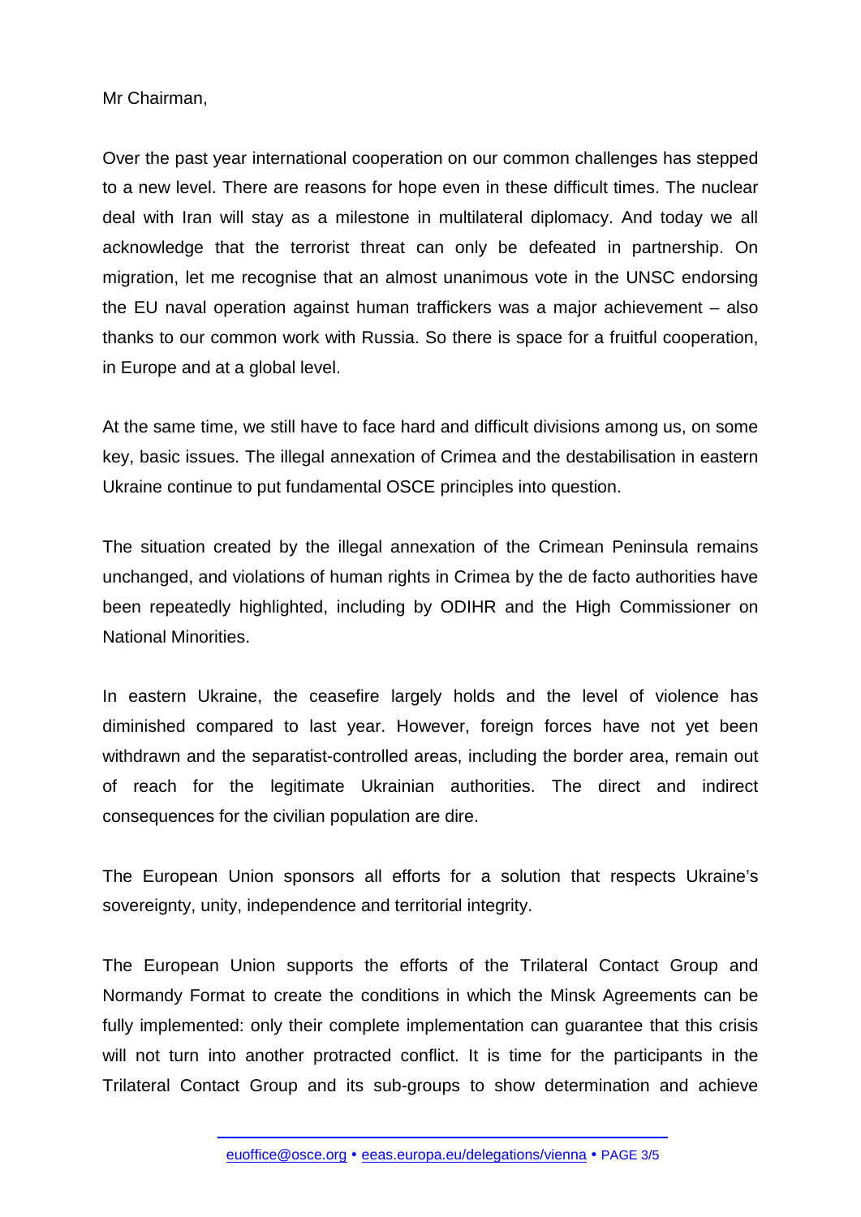Mr Chairman,

Over the past year international cooperation on our common challenges has stepped to a new level. There are reasons for hope even in these difficult times. The nuclear deal with Iran will stay as a milestone in multilateral diplomacy. And today we all acknowledge that the terrorist threat can only be defeated in partnership. On migration, let me recognise that an almost unanimous vote in the UNSC endorsing the EU naval operation against human traffickers was a major achievement – also thanks to our common work with Russia. So there is space for a fruitful cooperation, in Europe and at a global level.

At the same time, we still have to face hard and difficult divisions among us, on some key, basic issues. The illegal annexation of Crimea and the destabilisation in eastern Ukraine continue to put fundamental OSCE principles into question.

The situation created by the illegal annexation of the Crimean Peninsula remains unchanged, and violations of human rights in Crimea by the de facto authorities have been repeatedly highlighted, including by ODIHR and the High Commissioner on National Minorities.

In eastern Ukraine, the ceasefire largely holds and the level of violence has diminished compared to last year. However, foreign forces have not yet been withdrawn and the separatist-controlled areas, including the border area, remain out of reach for the legitimate Ukrainian authorities. The direct and indirect consequences for the civilian population are dire.

The European Union sponsors all efforts for a solution that respects Ukraine's sovereignty, unity, independence and territorial integrity.

The European Union supports the efforts of the Trilateral Contact Group and Normandy Format to create the conditions in which the Minsk Agreements can be fully implemented: only their complete implementation can guarantee that this crisis will not turn into another protracted conflict. It is time for the participants in the Trilateral Contact Group and its sub-groups to show determination and achieve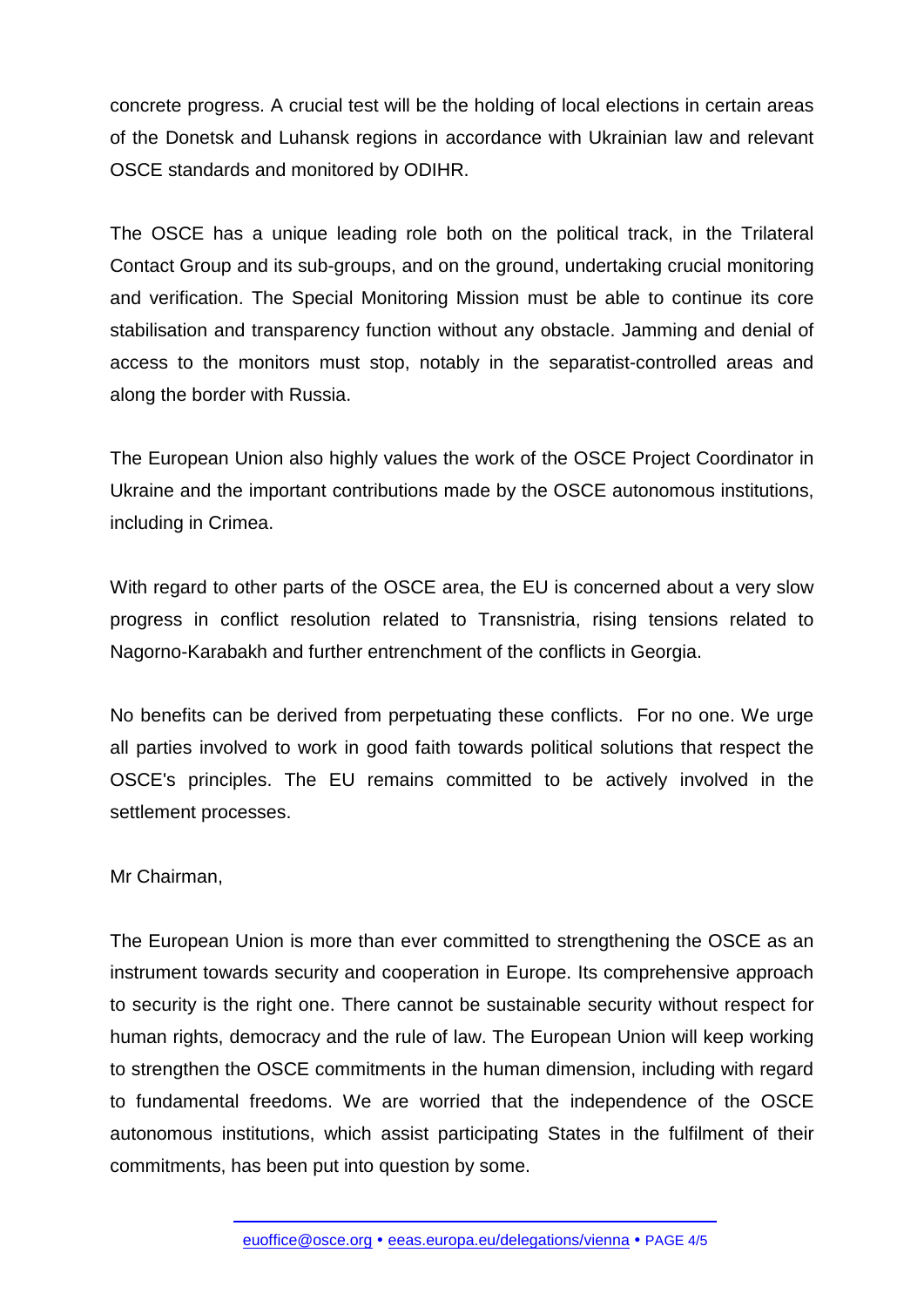concrete progress. A crucial test will be the holding of local elections in certain areas of the Donetsk and Luhansk regions in accordance with Ukrainian law and relevant OSCE standards and monitored by ODIHR.

The OSCE has a unique leading role both on the political track, in the Trilateral Contact Group and its sub-groups, and on the ground, undertaking crucial monitoring and verification. The Special Monitoring Mission must be able to continue its core stabilisation and transparency function without any obstacle. Jamming and denial of access to the monitors must stop, notably in the separatist-controlled areas and along the border with Russia.

The European Union also highly values the work of the OSCE Project Coordinator in Ukraine and the important contributions made by the OSCE autonomous institutions, including in Crimea.

With regard to other parts of the OSCE area, the EU is concerned about a very slow progress in conflict resolution related to Transnistria, rising tensions related to Nagorno-Karabakh and further entrenchment of the conflicts in Georgia.

No benefits can be derived from perpetuating these conflicts. For no one. We urge all parties involved to work in good faith towards political solutions that respect the OSCE's principles. The EU remains committed to be actively involved in the settlement processes.

Mr Chairman,

The European Union is more than ever committed to strengthening the OSCE as an instrument towards security and cooperation in Europe. Its comprehensive approach to security is the right one. There cannot be sustainable security without respect for human rights, democracy and the rule of law. The European Union will keep working to strengthen the OSCE commitments in the human dimension, including with regard to fundamental freedoms. We are worried that the independence of the OSCE autonomous institutions, which assist participating States in the fulfilment of their commitments, has been put into question by some.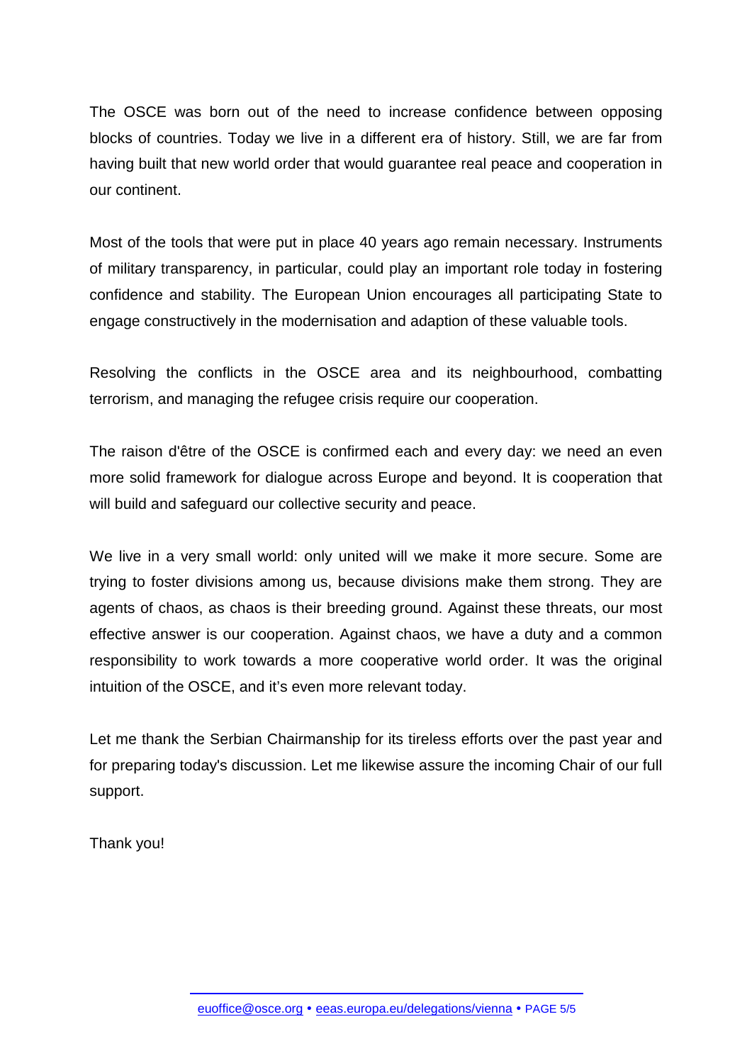The OSCE was born out of the need to increase confidence between opposing blocks of countries. Today we live in a different era of history. Still, we are far from having built that new world order that would guarantee real peace and cooperation in our continent.

Most of the tools that were put in place 40 years ago remain necessary. Instruments of military transparency, in particular, could play an important role today in fostering confidence and stability. The European Union encourages all participating State to engage constructively in the modernisation and adaption of these valuable tools.

Resolving the conflicts in the OSCE area and its neighbourhood, combatting terrorism, and managing the refugee crisis require our cooperation.

The raison d'être of the OSCE is confirmed each and every day: we need an even more solid framework for dialogue across Europe and beyond. It is cooperation that will build and safeguard our collective security and peace.

We live in a very small world: only united will we make it more secure. Some are trying to foster divisions among us, because divisions make them strong. They are agents of chaos, as chaos is their breeding ground. Against these threats, our most effective answer is our cooperation. Against chaos, we have a duty and a common responsibility to work towards a more cooperative world order. It was the original intuition of the OSCE, and it's even more relevant today.

Let me thank the Serbian Chairmanship for its tireless efforts over the past year and for preparing today's discussion. Let me likewise assure the incoming Chair of our full support.

Thank you!